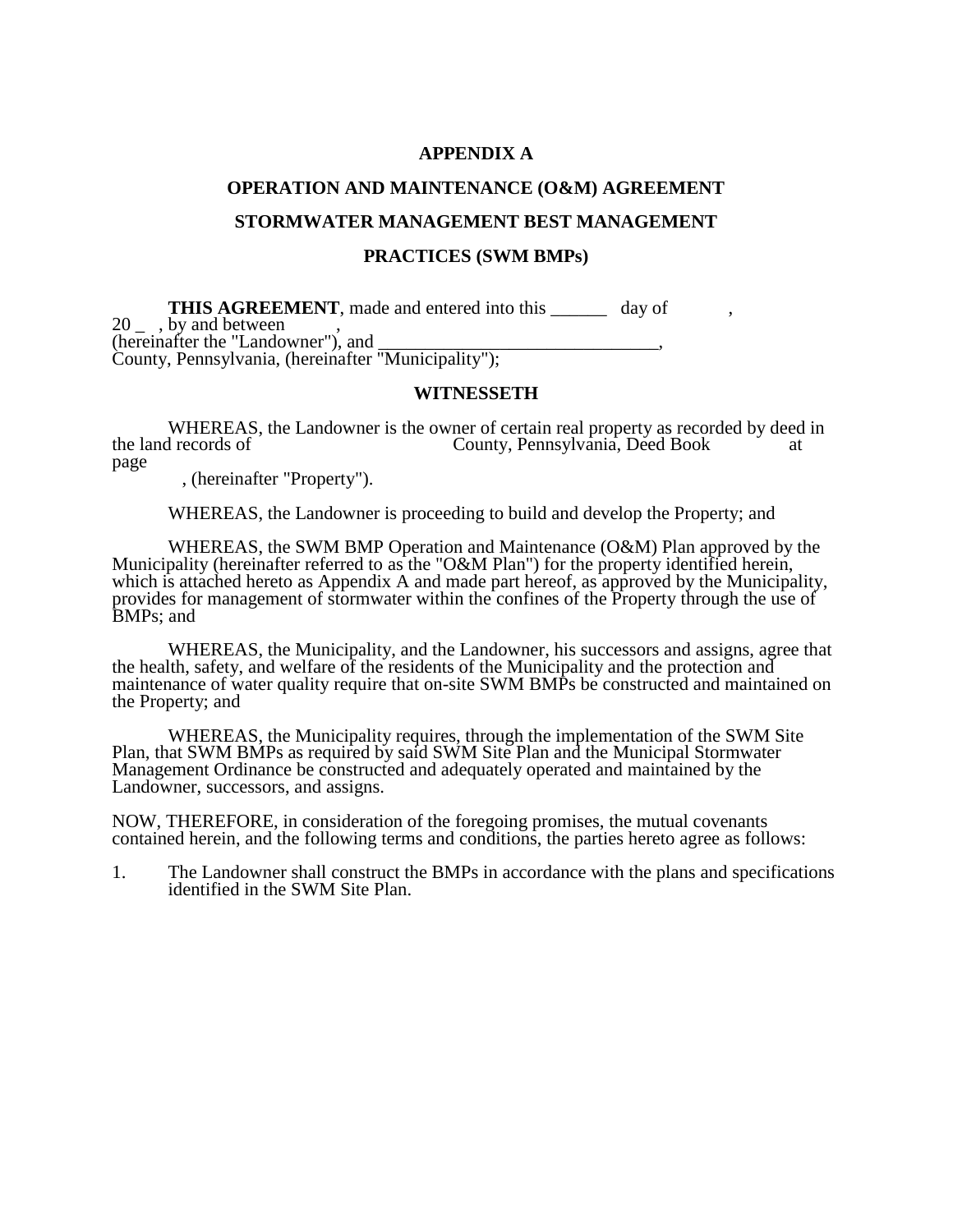**APPENDIX A**

**OPERATION AND MAINTENANCE (O&M) AGREEMENT**

**STORMWATER MANAGEMENT BEST MANAGEMENT**

**PRACTICES (SWM BMPs)**

**THIS AGREEMENT**, made and entered into this ______ day of ,
20 _ , by and between ,
(hereinafter the "Landowner"), and ______________________________,
County, Pennsylvania, (hereinafter "Municipality");

**WITNESSETH**

WHEREAS, the Landowner is the owner of certain real property as recorded by deed in the land records of County, Pennsylvania, Deed Book at page
, (hereinafter "Property").

WHEREAS, the Landowner is proceeding to build and develop the Property; and

WHEREAS, the SWM BMP Operation and Maintenance (O&M) Plan approved by the Municipality (hereinafter referred to as the "O&M Plan") for the property identified herein, which is attached hereto as Appendix A and made part hereof, as approved by the Municipality, provides for management of stormwater within the confines of the Property through the use of BMPs; and

WHEREAS, the Municipality, and the Landowner, his successors and assigns, agree that the health, safety, and welfare of the residents of the Municipality and the protection and maintenance of water quality require that on-site SWM BMPs be constructed and maintained on the Property; and

WHEREAS, the Municipality requires, through the implementation of the SWM Site Plan, that SWM BMPs as required by said SWM Site Plan and the Municipal Stormwater Management Ordinance be constructed and adequately operated and maintained by the Landowner, successors, and assigns.

NOW, THEREFORE, in consideration of the foregoing promises, the mutual covenants contained herein, and the following terms and conditions, the parties hereto agree as follows:

1. The Landowner shall construct the BMPs in accordance with the plans and specifications identified in the SWM Site Plan.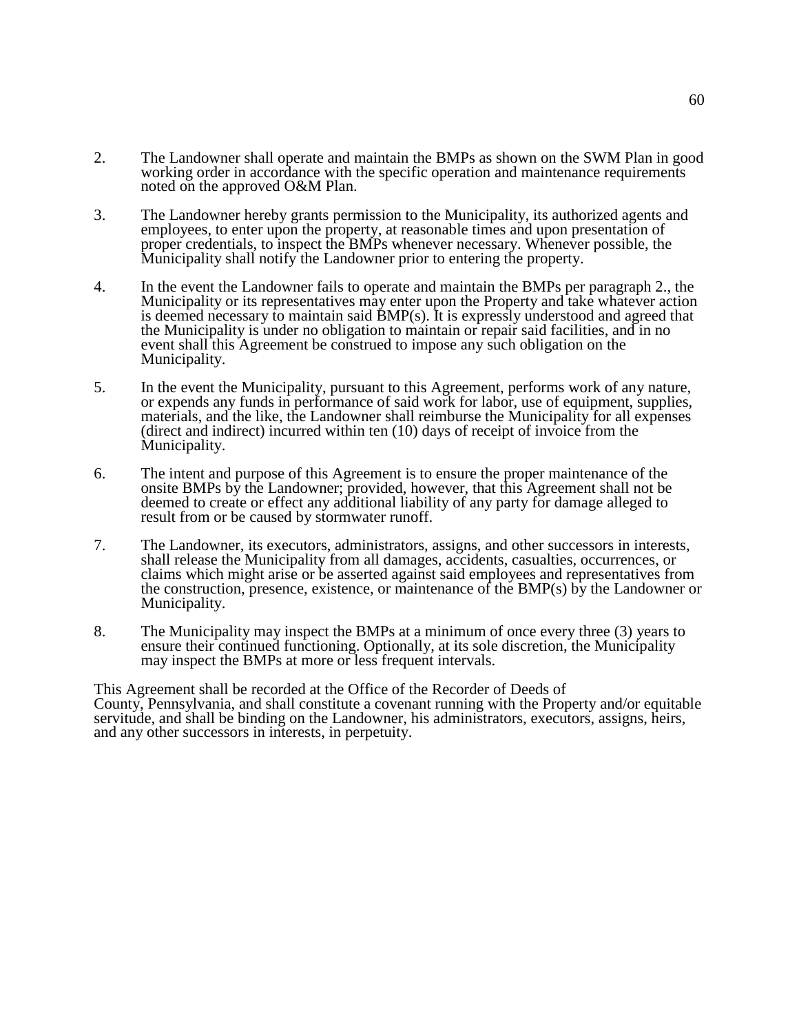2. The Landowner shall operate and maintain the BMPs as shown on the SWM Plan in good working order in accordance with the specific operation and maintenance requirements noted on the approved O&M Plan.

3. The Landowner hereby grants permission to the Municipality, its authorized agents and employees, to enter upon the property, at reasonable times and upon presentation of proper credentials, to inspect the BMPs whenever necessary. Whenever possible, the Municipality shall notify the Landowner prior to entering the property.

4. In the event the Landowner fails to operate and maintain the BMPs per paragraph 2., the Municipality or its representatives may enter upon the Property and take whatever action is deemed necessary to maintain said BMP(s). It is expressly understood and agreed that the Municipality is under no obligation to maintain or repair said facilities, and in no event shall this Agreement be construed to impose any such obligation on the Municipality.

5. In the event the Municipality, pursuant to this Agreement, performs work of any nature, or expends any funds in performance of said work for labor, use of equipment, supplies, materials, and the like, the Landowner shall reimburse the Municipality for all expenses (direct and indirect) incurred within ten (10) days of receipt of invoice from the Municipality.

6. The intent and purpose of this Agreement is to ensure the proper maintenance of the onsite BMPs by the Landowner; provided, however, that this Agreement shall not be deemed to create or effect any additional liability of any party for damage alleged to result from or be caused by stormwater runoff.

7. The Landowner, its executors, administrators, assigns, and other successors in interests, shall release the Municipality from all damages, accidents, casualties, occurrences, or claims which might arise or be asserted against said employees and representatives from the construction, presence, existence, or maintenance of the BMP(s) by the Landowner or Municipality.

8. The Municipality may inspect the BMPs at a minimum of once every three (3) years to ensure their continued functioning. Optionally, at its sole discretion, the Municipality may inspect the BMPs at more or less frequent intervals.

This Agreement shall be recorded at the Office of the Recorder of Deeds of County, Pennsylvania, and shall constitute a covenant running with the Property and/or equitable servitude, and shall be binding on the Landowner, his administrators, executors, assigns, heirs, and any other successors in interests, in perpetuity.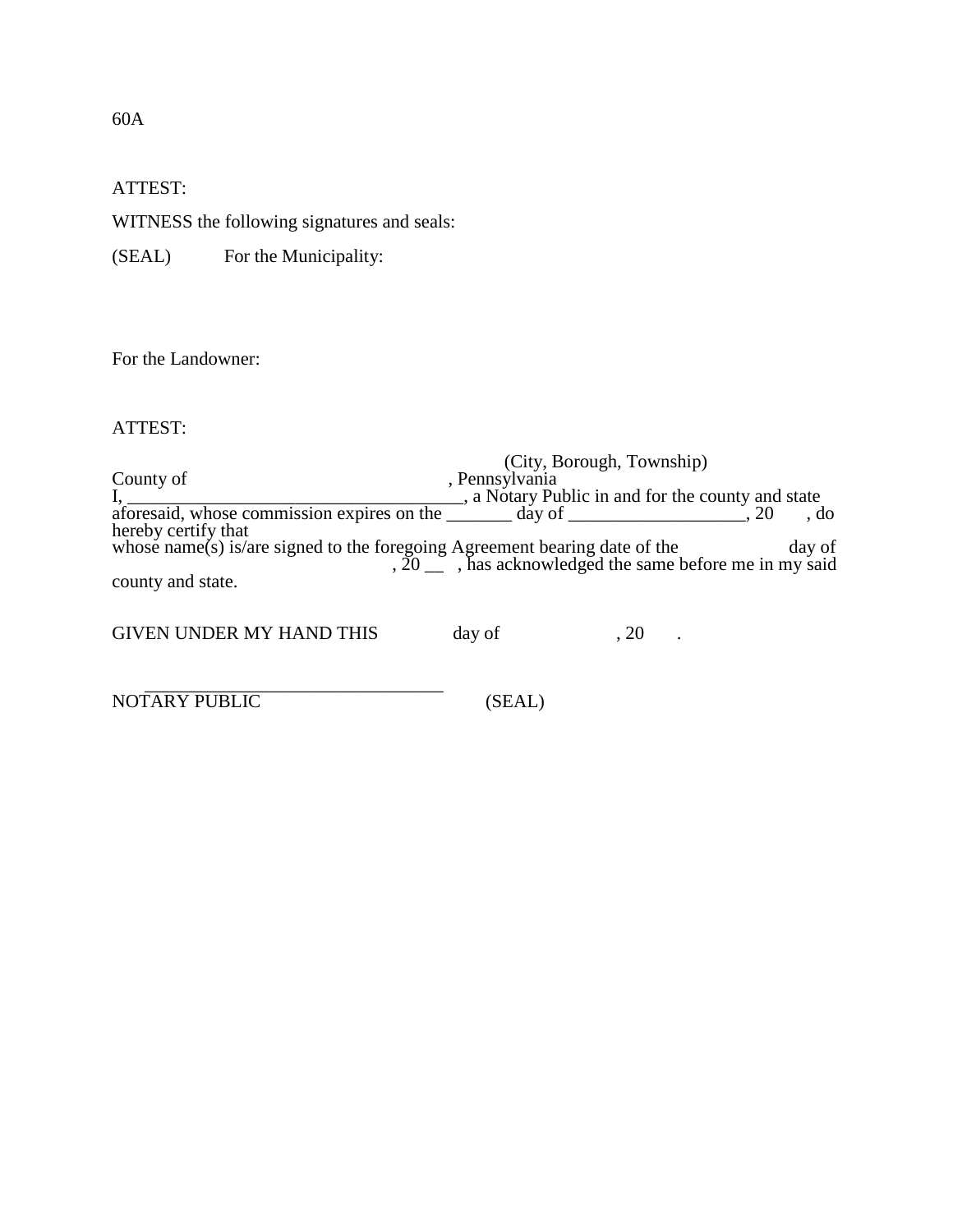60A

ATTEST:

WITNESS the following signatures and seals:

(SEAL) For the Municipality:

For the Landowner:

ATTEST:

(City, Borough, Township)

County of , Pennsylvania

I, ____________________________________, a Notary Public in and for the county and state aforesaid, whose commission expires on the _______ day of ___________________, 20 , do hereby certify that whose name(s) is/are signed to the foregoing Agreement bearing date of the day of , 20 __ , has acknowledged the same before me in my said county and state.

GIVEN UNDER MY HAND THIS day of , 20 .

_________________________________

NOTARY PUBLIC (SEAL)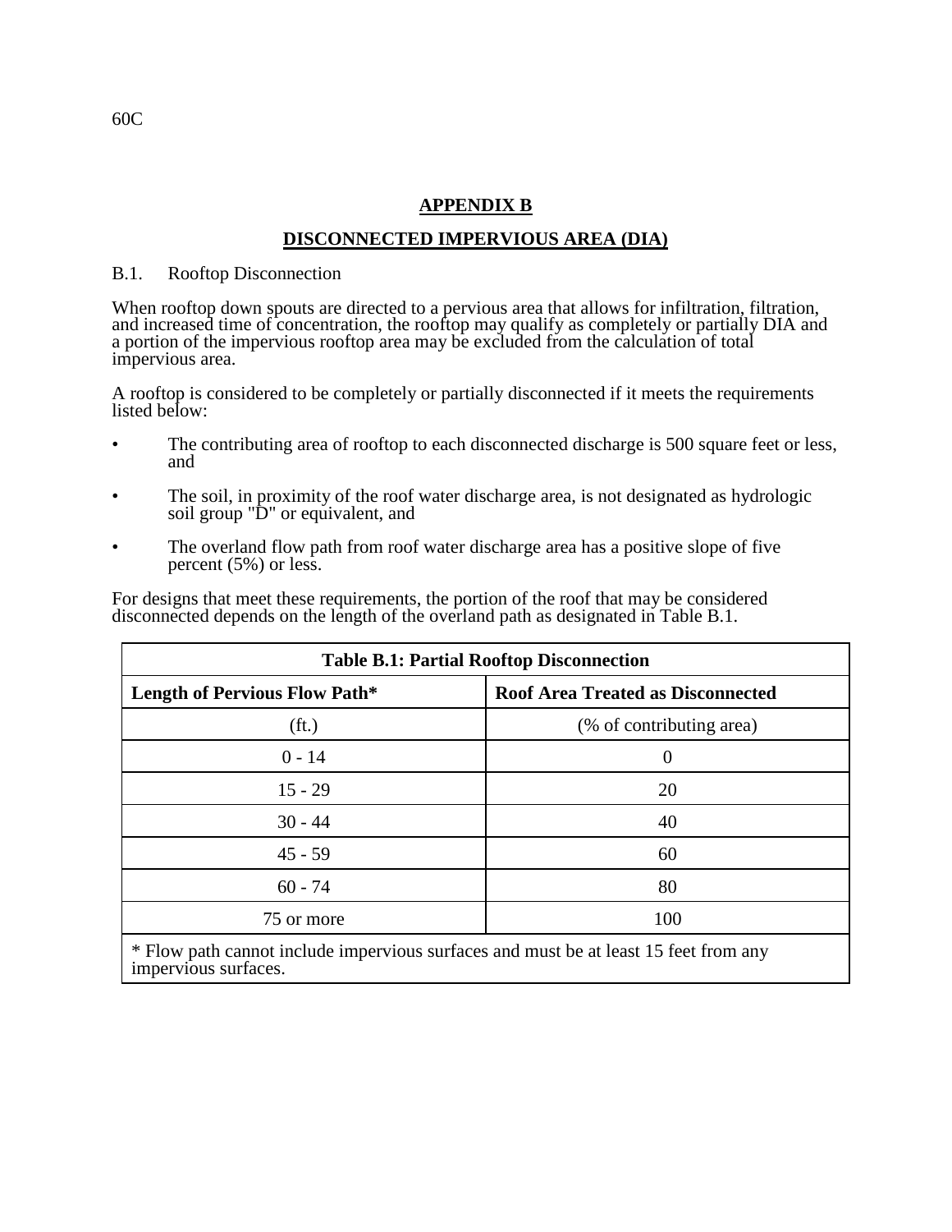60C

# APPENDIX B

## DISCONNECTED IMPERVIOUS AREA (DIA)

B.1. Rooftop Disconnection

When rooftop down spouts are directed to a pervious area that allows for infiltration, filtration, and increased time of concentration, the rooftop may qualify as completely or partially DIA and a portion of the impervious rooftop area may be excluded from the calculation of total impervious area.

A rooftop is considered to be completely or partially disconnected if it meets the requirements listed below:

- The contributing area of rooftop to each disconnected discharge is 500 square feet or less, and
- The soil, in proximity of the roof water discharge area, is not designated as hydrologic soil group "D" or equivalent, and
- The overland flow path from roof water discharge area has a positive slope of five percent (5%) or less.

For designs that meet these requirements, the portion of the roof that may be considered disconnected depends on the length of the overland path as designated in Table B.1.

| Table B.1: Partial Rooftop Disconnection | |
|---|---|
| **Length of Pervious Flow Path*** | **Roof Area Treated as Disconnected** |
| (ft.) | (% of contributing area) |
| 0 - 14 | 0 |
| 15 - 29 | 20 |
| 30 - 44 | 40 |
| 45 - 59 | 60 |
| 60 - 74 | 80 |
| 75 or more | 100 |

* Flow path cannot include impervious surfaces and must be at least 15 feet from any impervious surfaces.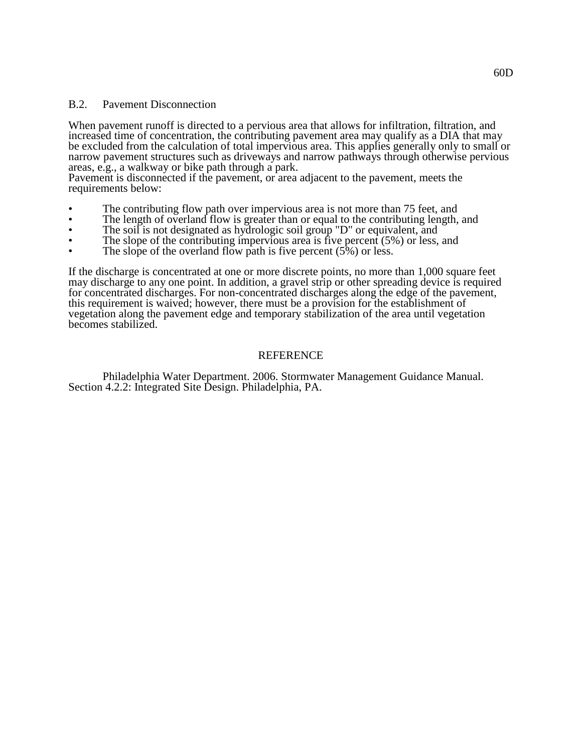## B.2. Pavement Disconnection

When pavement runoff is directed to a pervious area that allows for infiltration, filtration, and increased time of concentration, the contributing pavement area may qualify as a DIA that may be excluded from the calculation of total impervious area. This applies generally only to small or narrow pavement structures such as driveways and narrow pathways through otherwise pervious areas, e.g., a walkway or bike path through a park.

Pavement is disconnected if the pavement, or area adjacent to the pavement, meets the requirements below:

- The contributing flow path over impervious area is not more than 75 feet, and
- The length of overland flow is greater than or equal to the contributing length, and
- The soil is not designated as hydrologic soil group "D" or equivalent, and
- The slope of the contributing impervious area is five percent (5%) or less, and
- The slope of the overland flow path is five percent (5%) or less.

If the discharge is concentrated at one or more discrete points, no more than 1,000 square feet may discharge to any one point. In addition, a gravel strip or other spreading device is required for concentrated discharges. For non-concentrated discharges along the edge of the pavement, this requirement is waived; however, there must be a provision for the establishment of vegetation along the pavement edge and temporary stabilization of the area until vegetation becomes stabilized.

## REFERENCE

Philadelphia Water Department. 2006. Stormwater Management Guidance Manual. Section 4.2.2: Integrated Site Design. Philadelphia, PA.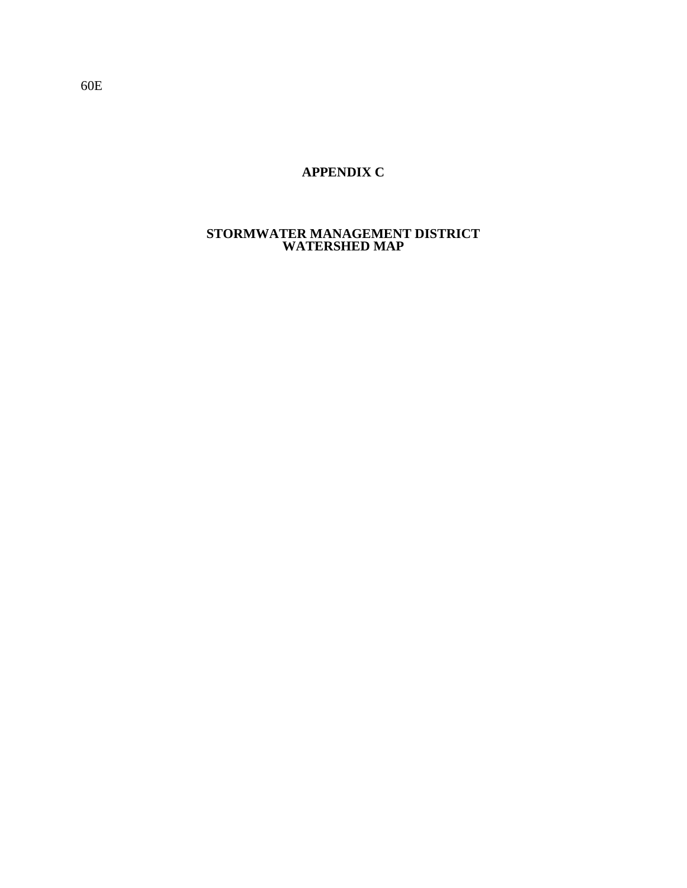60E

# APPENDIX C

## STORMWATER MANAGEMENT DISTRICT WATERSHED MAP